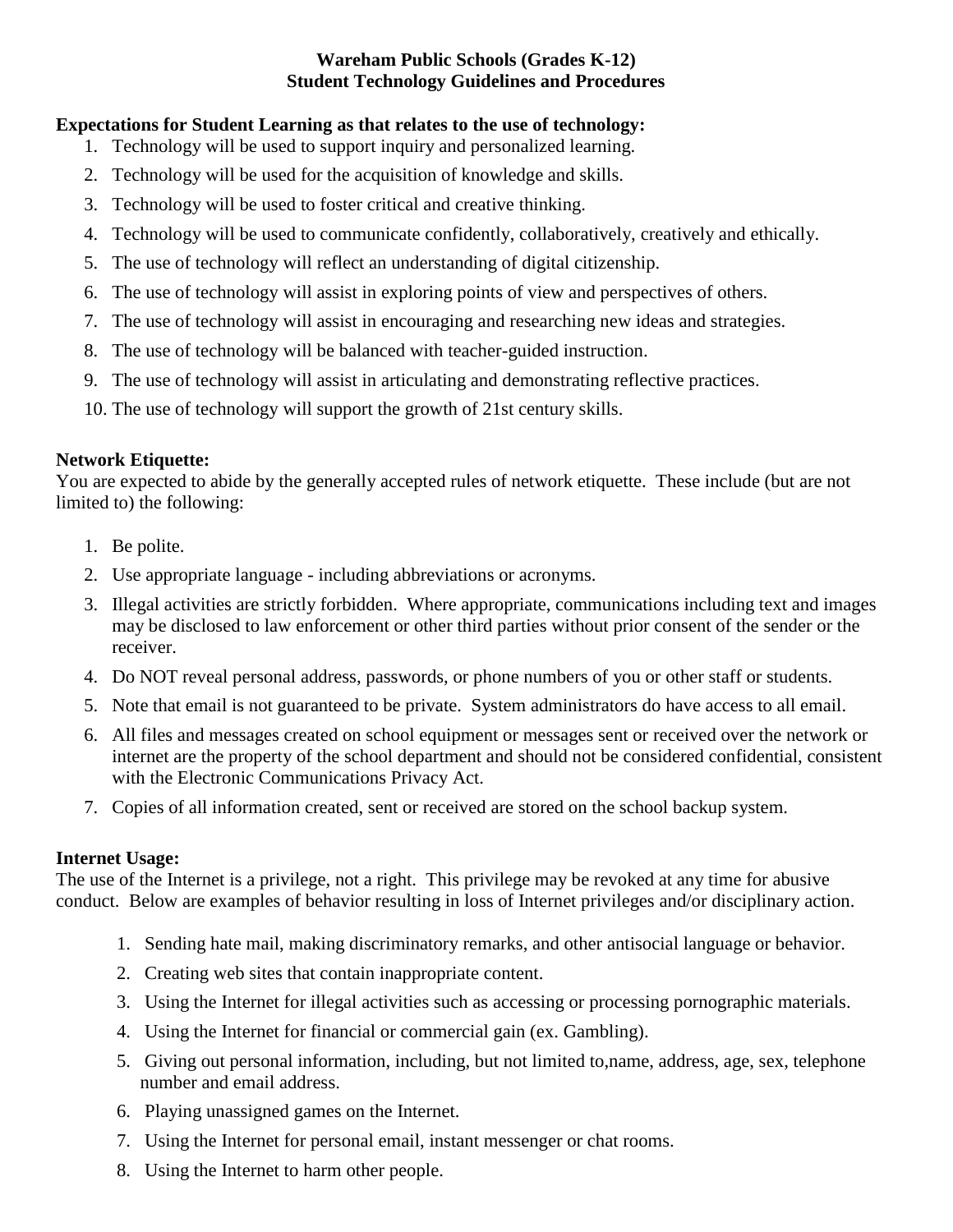# Wareham Public Schools (Grades K-12)
# Student Technology Guidelines and Procedures

**Expectations for Student Learning as that relates to the use of technology:**

1. Technology will be used to support inquiry and personalized learning.
2. Technology will be used for the acquisition of knowledge and skills.
3. Technology will be used to foster critical and creative thinking.
4. Technology will be used to communicate confidently, collaboratively, creatively and ethically.
5. The use of technology will reflect an understanding of digital citizenship.
6. The use of technology will assist in exploring points of view and perspectives of others.
7. The use of technology will assist in encouraging and researching new ideas and strategies.
8. The use of technology will be balanced with teacher-guided instruction.
9. The use of technology will assist in articulating and demonstrating reflective practices.
10. The use of technology will support the growth of 21st century skills.

**Network Etiquette:**

You are expected to abide by the generally accepted rules of network etiquette. These include (but are not limited to) the following:

1. Be polite.
2. Use appropriate language - including abbreviations or acronyms.
3. Illegal activities are strictly forbidden. Where appropriate, communications including text and images may be disclosed to law enforcement or other third parties without prior consent of the sender or the receiver.
4. Do NOT reveal personal address, passwords, or phone numbers of you or other staff or students.
5. Note that email is not guaranteed to be private. System administrators do have access to all email.
6. All files and messages created on school equipment or messages sent or received over the network or internet are the property of the school department and should not be considered confidential, consistent with the Electronic Communications Privacy Act.
7. Copies of all information created, sent or received are stored on the school backup system.

**Internet Usage:**

The use of the Internet is a privilege, not a right. This privilege may be revoked at any time for abusive conduct. Below are examples of behavior resulting in loss of Internet privileges and/or disciplinary action.

1. Sending hate mail, making discriminatory remarks, and other antisocial language or behavior.
2. Creating web sites that contain inappropriate content.
3. Using the Internet for illegal activities such as accessing or processing pornographic materials.
4. Using the Internet for financial or commercial gain (ex. Gambling).
5. Giving out personal information, including, but not limited to,name, address, age, sex, telephone number and email address.
6. Playing unassigned games on the Internet.
7. Using the Internet for personal email, instant messenger or chat rooms.
8. Using the Internet to harm other people.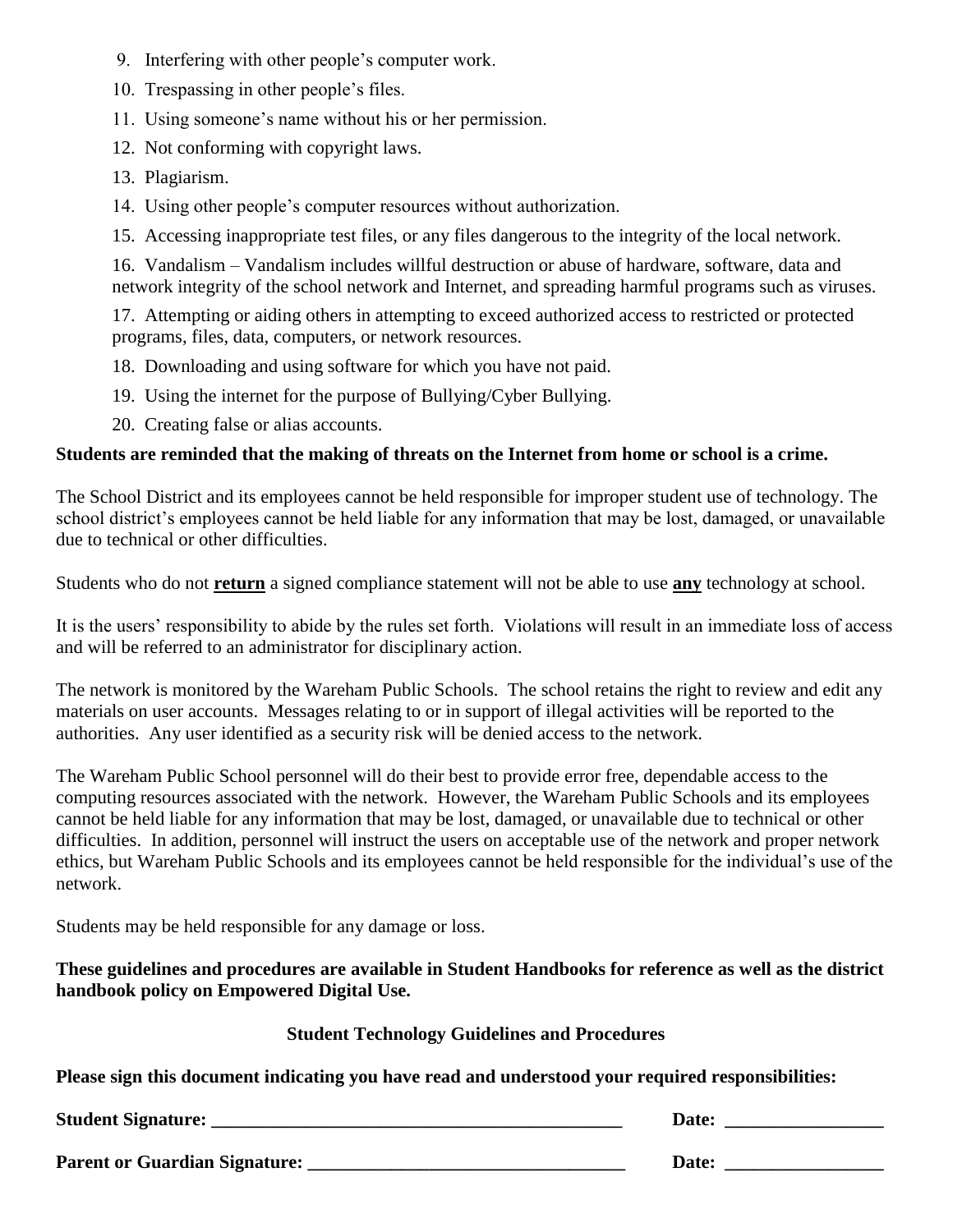9. Interfering with other people's computer work.
10. Trespassing in other people's files.
11. Using someone's name without his or her permission.
12. Not conforming with copyright laws.
13. Plagiarism.
14. Using other people's computer resources without authorization.
15. Accessing inappropriate test files, or any files dangerous to the integrity of the local network.
16. Vandalism – Vandalism includes willful destruction or abuse of hardware, software, data and network integrity of the school network and Internet, and spreading harmful programs such as viruses.
17. Attempting or aiding others in attempting to exceed authorized access to restricted or protected programs, files, data, computers, or network resources.
18. Downloading and using software for which you have not paid.
19. Using the internet for the purpose of Bullying/Cyber Bullying.
20. Creating false or alias accounts.

**Students are reminded that the making of threats on the Internet from home or school is a crime.**

The School District and its employees cannot be held responsible for improper student use of technology. The school district's employees cannot be held liable for any information that may be lost, damaged, or unavailable due to technical or other difficulties.

Students who do not **return** a signed compliance statement will not be able to use **any** technology at school.

It is the users' responsibility to abide by the rules set forth. Violations will result in an immediate loss of access and will be referred to an administrator for disciplinary action.

The network is monitored by the Wareham Public Schools. The school retains the right to review and edit any materials on user accounts. Messages relating to or in support of illegal activities will be reported to the authorities. Any user identified as a security risk will be denied access to the network.

The Wareham Public School personnel will do their best to provide error free, dependable access to the computing resources associated with the network. However, the Wareham Public Schools and its employees cannot be held liable for any information that may be lost, damaged, or unavailable due to technical or other difficulties. In addition, personnel will instruct the users on acceptable use of the network and proper network ethics, but Wareham Public Schools and its employees cannot be held responsible for the individual's use of the network.

Students may be held responsible for any damage or loss.

**These guidelines and procedures are available in Student Handbooks for reference as well as the district handbook policy on Empowered Digital Use.**

**Student Technology Guidelines and Procedures**

**Please sign this document indicating you have read and understood your required responsibilities:**

**Student Signature:** ______________________________________________ **Date:** _________________

**Parent or Guardian Signature:** __________________________________ **Date:** _________________